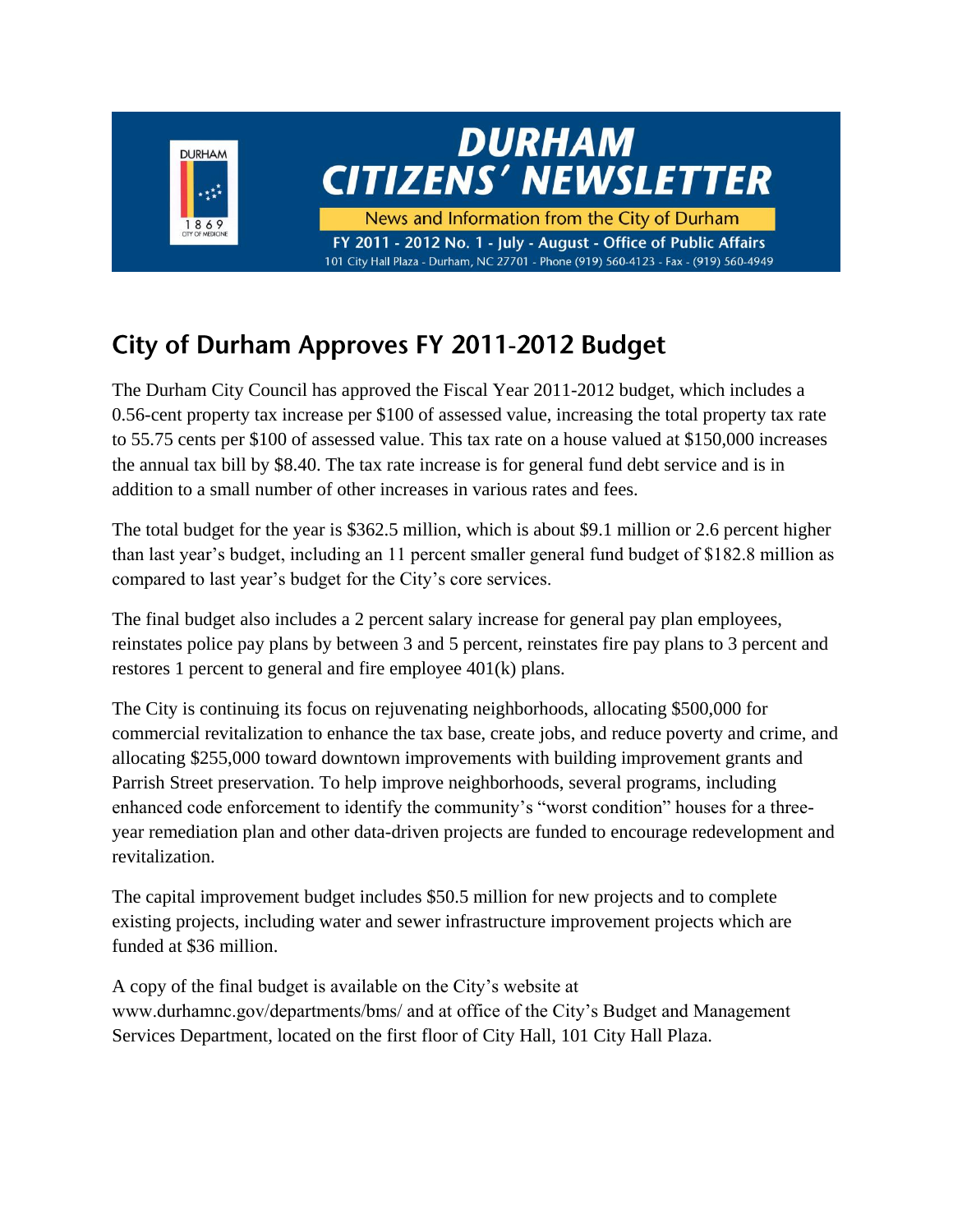# DURHAM CITIZENS' NEWSLETTER

News and Information from the City of Durham

FY 2011 - 2012 No. 1 - July - August - Office of Public Affairs

101 City Hall Plaza - Durham, NC 27701 - Phone (919) 560-4123 - Fax - (919) 560-4949

## City of Durham Approves FY 2011-2012 Budget

The Durham City Council has approved the Fiscal Year 2011-2012 budget, which includes a 0.56-cent property tax increase per $100 of assessed value, increasing the total property tax rate to 55.75 cents per $100 of assessed value. This tax rate on a house valued at $150,000 increases the annual tax bill by $8.40. The tax rate increase is for general fund debt service and is in addition to a small number of other increases in various rates and fees.

The total budget for the year is $362.5 million, which is about $9.1 million or 2.6 percent higher than last year's budget, including an 11 percent smaller general fund budget of $182.8 million as compared to last year's budget for the City's core services.

The final budget also includes a 2 percent salary increase for general pay plan employees, reinstates police pay plans by between 3 and 5 percent, reinstates fire pay plans to 3 percent and restores 1 percent to general and fire employee 401(k) plans.

The City is continuing its focus on rejuvenating neighborhoods, allocating $500,000 for commercial revitalization to enhance the tax base, create jobs, and reduce poverty and crime, and allocating $255,000 toward downtown improvements with building improvement grants and Parrish Street preservation. To help improve neighborhoods, several programs, including enhanced code enforcement to identify the community's "worst condition" houses for a three-year remediation plan and other data-driven projects are funded to encourage redevelopment and revitalization.

The capital improvement budget includes $50.5 million for new projects and to complete existing projects, including water and sewer infrastructure improvement projects which are funded at $36 million.

A copy of the final budget is available on the City's website at www.durhamnc.gov/departments/bms/ and at office of the City's Budget and Management Services Department, located on the first floor of City Hall, 101 City Hall Plaza.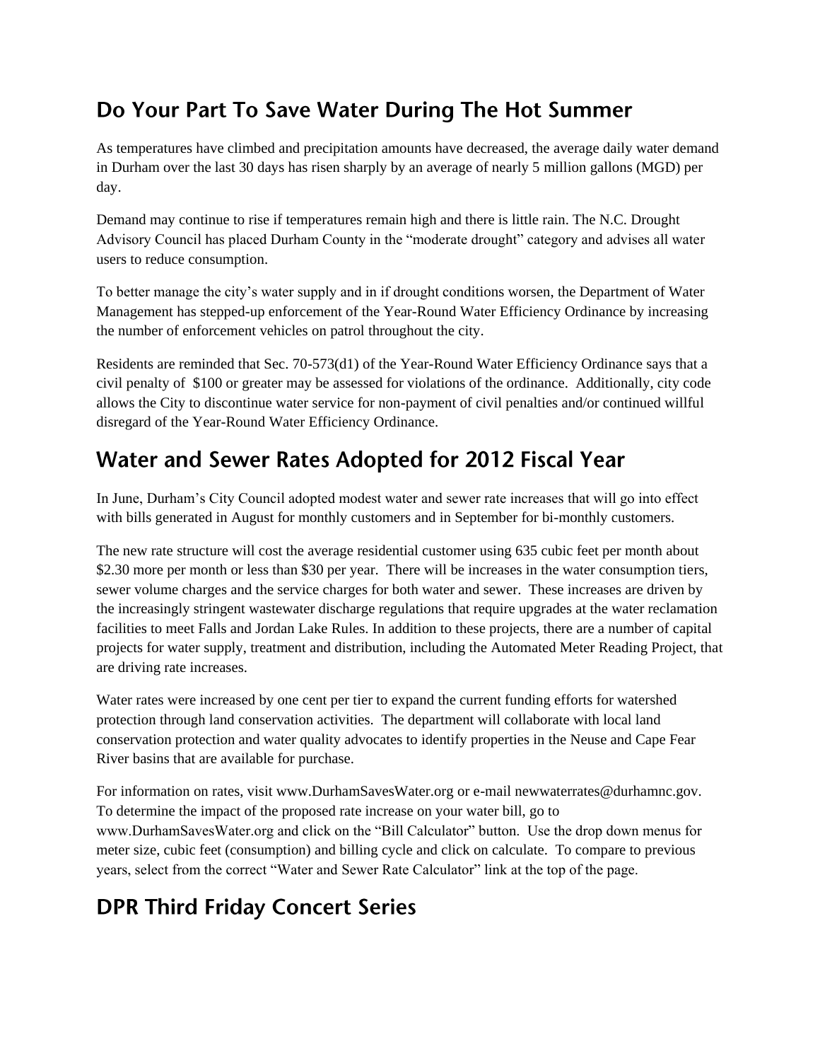## Do Your Part To Save Water During The Hot Summer

As temperatures have climbed and precipitation amounts have decreased, the average daily water demand in Durham over the last 30 days has risen sharply by an average of nearly 5 million gallons (MGD) per day.

Demand may continue to rise if temperatures remain high and there is little rain. The N.C. Drought Advisory Council has placed Durham County in the "moderate drought" category and advises all water users to reduce consumption.

To better manage the city's water supply and in if drought conditions worsen, the Department of Water Management has stepped-up enforcement of the Year-Round Water Efficiency Ordinance by increasing the number of enforcement vehicles on patrol throughout the city.

Residents are reminded that Sec. 70-573(d1) of the Year-Round Water Efficiency Ordinance says that a civil penalty of $100 or greater may be assessed for violations of the ordinance. Additionally, city code allows the City to discontinue water service for non-payment of civil penalties and/or continued willful disregard of the Year-Round Water Efficiency Ordinance.

## Water and Sewer Rates Adopted for 2012 Fiscal Year

In June, Durham's City Council adopted modest water and sewer rate increases that will go into effect with bills generated in August for monthly customers and in September for bi-monthly customers.

The new rate structure will cost the average residential customer using 635 cubic feet per month about $2.30 more per month or less than $30 per year. There will be increases in the water consumption tiers, sewer volume charges and the service charges for both water and sewer. These increases are driven by the increasingly stringent wastewater discharge regulations that require upgrades at the water reclamation facilities to meet Falls and Jordan Lake Rules. In addition to these projects, there are a number of capital projects for water supply, treatment and distribution, including the Automated Meter Reading Project, that are driving rate increases.

Water rates were increased by one cent per tier to expand the current funding efforts for watershed protection through land conservation activities. The department will collaborate with local land conservation protection and water quality advocates to identify properties in the Neuse and Cape Fear River basins that are available for purchase.

For information on rates, visit www.DurhamSavesWater.org or e-mail newwaterrates@durhamnc.gov. To determine the impact of the proposed rate increase on your water bill, go to www.DurhamSavesWater.org and click on the "Bill Calculator" button. Use the drop down menus for meter size, cubic feet (consumption) and billing cycle and click on calculate. To compare to previous years, select from the correct "Water and Sewer Rate Calculator" link at the top of the page.

## DPR Third Friday Concert Series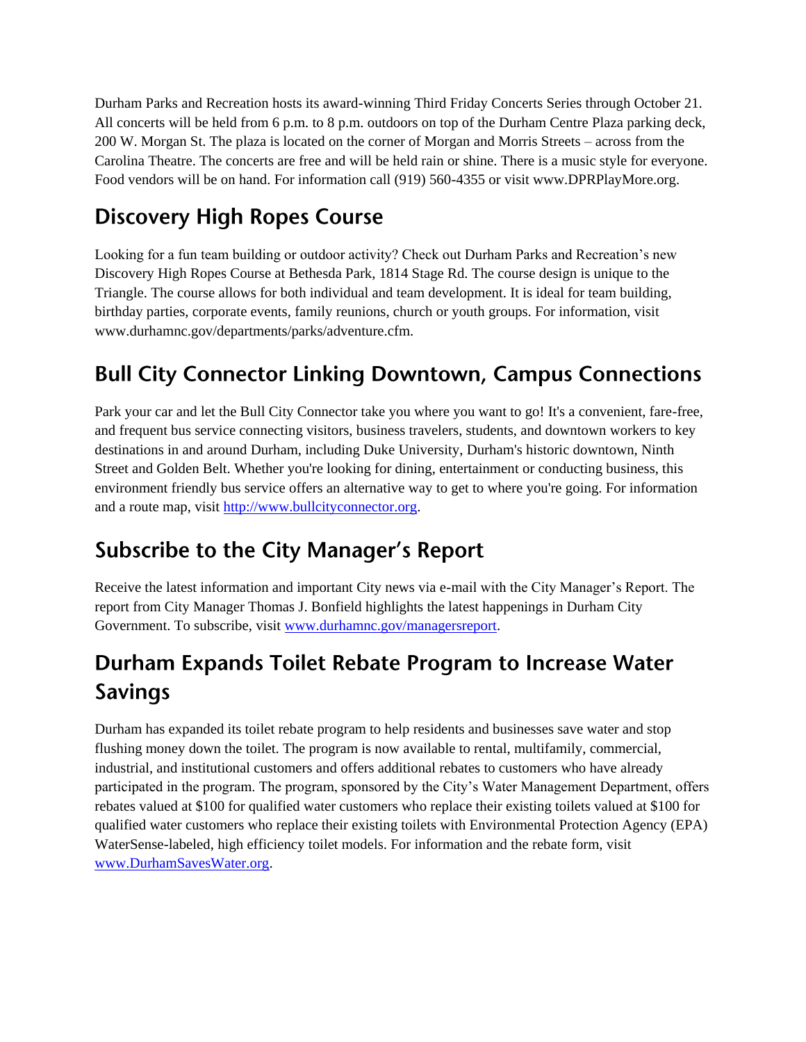Durham Parks and Recreation hosts its award-winning Third Friday Concerts Series through October 21. All concerts will be held from 6 p.m. to 8 p.m. outdoors on top of the Durham Centre Plaza parking deck, 200 W. Morgan St. The plaza is located on the corner of Morgan and Morris Streets – across from the Carolina Theatre. The concerts are free and will be held rain or shine. There is a music style for everyone. Food vendors will be on hand. For information call (919) 560-4355 or visit www.DPRPlayMore.org.

## Discovery High Ropes Course

Looking for a fun team building or outdoor activity? Check out Durham Parks and Recreation's new Discovery High Ropes Course at Bethesda Park, 1814 Stage Rd. The course design is unique to the Triangle. The course allows for both individual and team development. It is ideal for team building, birthday parties, corporate events, family reunions, church or youth groups. For information, visit www.durhamnc.gov/departments/parks/adventure.cfm.

## Bull City Connector Linking Downtown, Campus Connections

Park your car and let the Bull City Connector take you where you want to go! It's a convenient, fare-free, and frequent bus service connecting visitors, business travelers, students, and downtown workers to key destinations in and around Durham, including Duke University, Durham's historic downtown, Ninth Street and Golden Belt. Whether you're looking for dining, entertainment or conducting business, this environment friendly bus service offers an alternative way to get to where you're going. For information and a route map, visit http://www.bullcityconnector.org.

## Subscribe to the City Manager's Report

Receive the latest information and important City news via e-mail with the City Manager's Report. The report from City Manager Thomas J. Bonfield highlights the latest happenings in Durham City Government. To subscribe, visit www.durhamnc.gov/managersreport.

## Durham Expands Toilet Rebate Program to Increase Water Savings

Durham has expanded its toilet rebate program to help residents and businesses save water and stop flushing money down the toilet. The program is now available to rental, multifamily, commercial, industrial, and institutional customers and offers additional rebates to customers who have already participated in the program. The program, sponsored by the City's Water Management Department, offers rebates valued at $100 for qualified water customers who replace their existing toilets valued at $100 for qualified water customers who replace their existing toilets with Environmental Protection Agency (EPA) WaterSense-labeled, high efficiency toilet models. For information and the rebate form, visit www.DurhamSavesWater.org.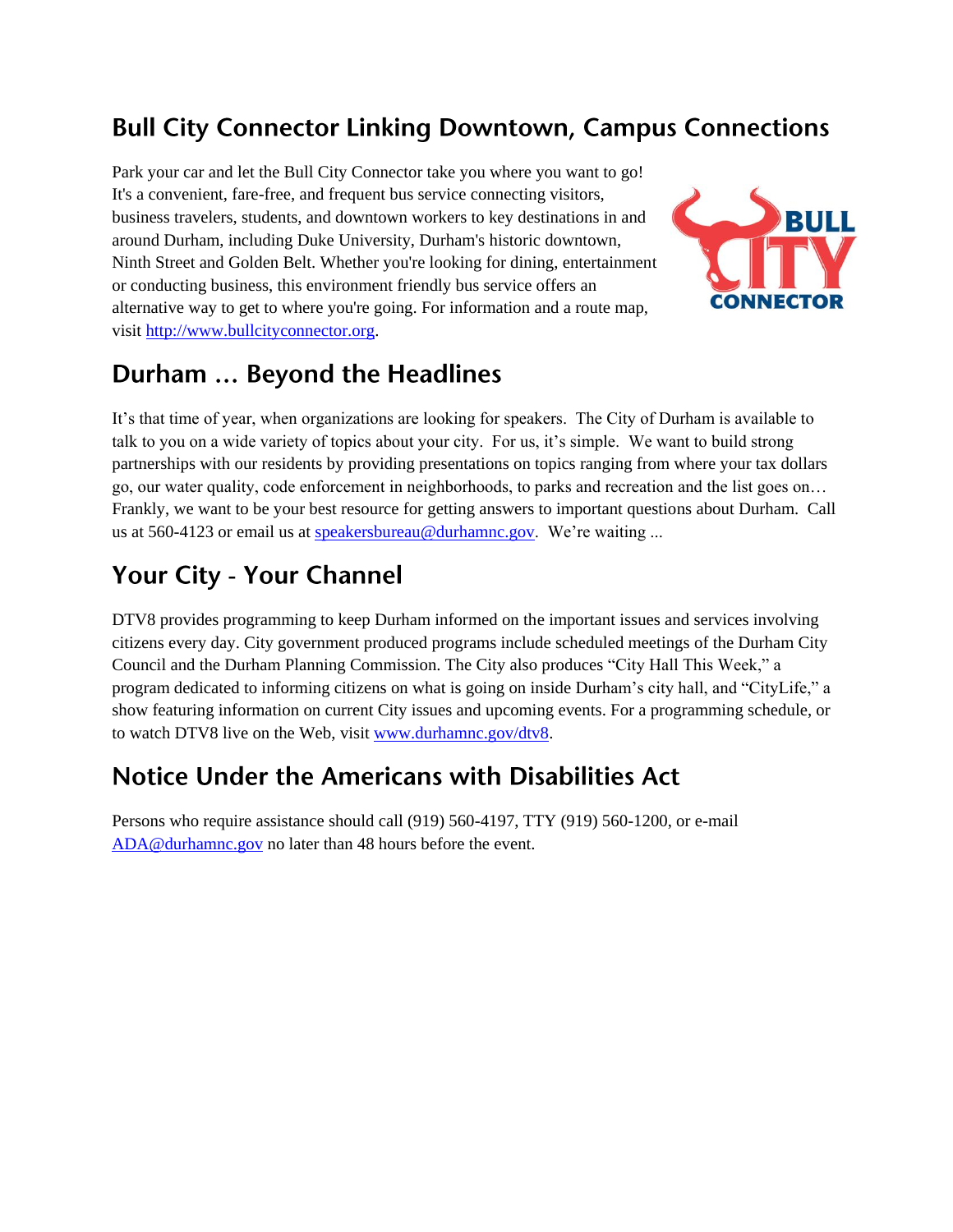## Bull City Connector Linking Downtown, Campus Connections

Park your car and let the Bull City Connector take you where you want to go! It's a convenient, fare-free, and frequent bus service connecting visitors, business travelers, students, and downtown workers to key destinations in and around Durham, including Duke University, Durham's historic downtown, Ninth Street and Golden Belt. Whether you're looking for dining, entertainment or conducting business, this environment friendly bus service offers an alternative way to get to where you're going. For information and a route map, visit http://www.bullcityconnector.org.

## Durham … Beyond the Headlines

It's that time of year, when organizations are looking for speakers. The City of Durham is available to talk to you on a wide variety of topics about your city. For us, it's simple. We want to build strong partnerships with our residents by providing presentations on topics ranging from where your tax dollars go, our water quality, code enforcement in neighborhoods, to parks and recreation and the list goes on… Frankly, we want to be your best resource for getting answers to important questions about Durham. Call us at 560-4123 or email us at speakersbureau@durhamnc.gov. We're waiting ...

## Your City - Your Channel

DTV8 provides programming to keep Durham informed on the important issues and services involving citizens every day. City government produced programs include scheduled meetings of the Durham City Council and the Durham Planning Commission. The City also produces "City Hall This Week," a program dedicated to informing citizens on what is going on inside Durham's city hall, and "CityLife," a show featuring information on current City issues and upcoming events. For a programming schedule, or to watch DTV8 live on the Web, visit www.durhamnc.gov/dtv8.

## Notice Under the Americans with Disabilities Act

Persons who require assistance should call (919) 560-4197, TTY (919) 560-1200, or e-mail ADA@durhamnc.gov no later than 48 hours before the event.